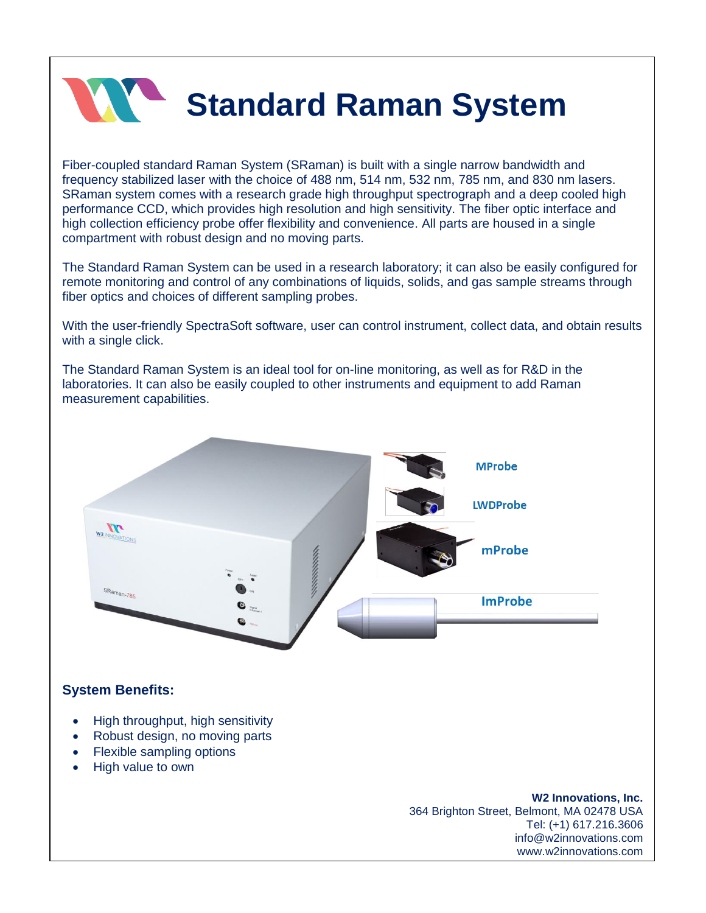# Standard Raman System

Fiber-coupled standard Raman System (SRaman) is built with a single narrow bandwidth and frequency stabilized laser with the choice of 488 nm, 514 nm, 532 nm, 785 nm, and 830 nm lasers. SRaman system comes with a research grade high throughput spectrograph and a deep cooled high performance CCD, which provides high resolution and high sensitivity. The fiber optic interface and high collection efficiency probe offer flexibility and convenience. All parts are housed in a single compartment with robust design and no moving parts.

The Standard Raman System can be used in a research laboratory; it can also be easily configured for remote monitoring and control of any combinations of liquids, solids, and gas sample streams through fiber optics and choices of different sampling probes.

With the user-friendly SpectraSoft software, user can control instrument, collect data, and obtain results with a single click.

The Standard Raman System is an ideal tool for on-line monitoring, as well as for R&D in the laboratories. It can also be easily coupled to other instruments and equipment to add Raman measurement capabilities.

MProbe

LWDProbe

mProbe

ImProbe

### System Benefits:

- High throughput, high sensitivity
- Robust design, no moving parts
- Flexible sampling options
- High value to own

**W2 Innovations, Inc.**
364 Brighton Street, Belmont, MA 02478 USA
Tel: (+1) 617.216.3606
info@w2innovations.com
www.w2innovations.com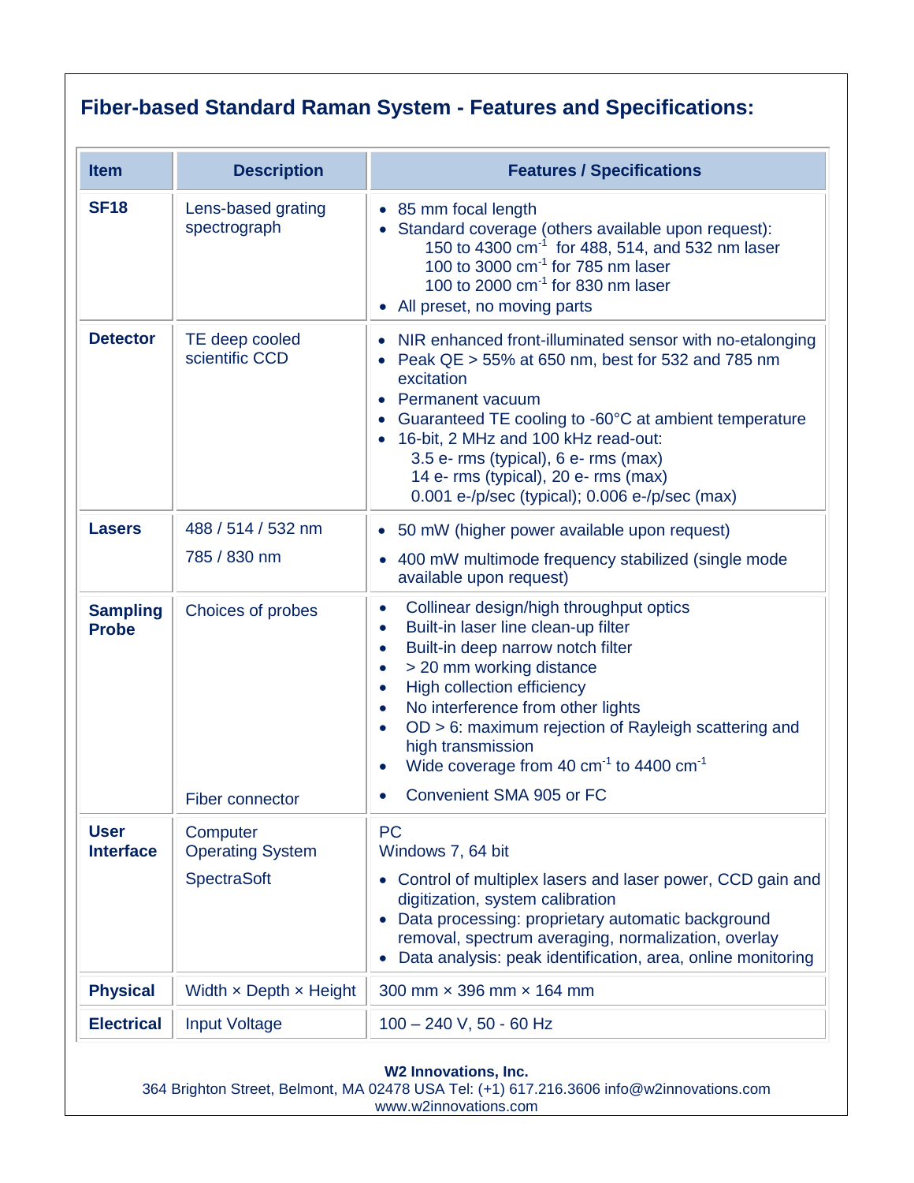## Fiber-based Standard Raman System - Features and Specifications:

| Item | Description | Features / Specifications |
|---|---|---|
| **SF18** | Lens-based grating spectrograph | • 85 mm focal length<br>• Standard coverage (others available upon request):<br>150 to 4300 $cm^{-1}$ for 488, 514, and 532 nm laser<br>100 to 3000 $cm^{-1}$ for 785 nm laser<br>100 to 2000 $cm^{-1}$ for 830 nm laser<br>• All preset, no moving parts |
| **Detector** | TE deep cooled scientific CCD | • NIR enhanced front-illuminated sensor with no-etalonging<br>• Peak QE > 55% at 650 nm, best for 532 and 785 nm excitation<br>• Permanent vacuum<br>• Guaranteed TE cooling to -60°C at ambient temperature<br>• 16-bit, 2 MHz and 100 kHz read-out:<br>3.5 e- rms (typical), 6 e- rms (max)<br>14 e- rms (typical), 20 e- rms (max)<br>0.001 e-/p/sec (typical); 0.006 e-/p/sec (max) |
| **Lasers** | 488 / 514 / 532 nm<br>785 / 830 nm | • 50 mW (higher power available upon request)<br>• 400 mW multimode frequency stabilized (single mode available upon request) |
| **Sampling Probe** | Choices of probes<br><br><br><br><br><br><br><br>Fiber connector | • Collinear design/high throughput optics<br>• Built-in laser line clean-up filter<br>• Built-in deep narrow notch filter<br>• > 20 mm working distance<br>• High collection efficiency<br>• No interference from other lights<br>• OD > 6: maximum rejection of Rayleigh scattering and high transmission<br>• Wide coverage from 40 $cm^{-1}$ to 4400 $cm^{-1}$<br>• Convenient SMA 905 or FC |
| **User Interface** | Computer<br>Operating System<br>SpectraSoft | PC<br>Windows 7, 64 bit<br>• Control of multiplex lasers and laser power, CCD gain and digitization, system calibration<br>• Data processing: proprietary automatic background removal, spectrum averaging, normalization, overlay<br>• Data analysis: peak identification, area, online monitoring |
| **Physical** | Width × Depth × Height | 300 mm × 396 mm × 164 mm |
| **Electrical** | Input Voltage | 100 – 240 V, 50 - 60 Hz |

**W2 Innovations, Inc.**
364 Brighton Street, Belmont, MA 02478 USA Tel: (+1) 617.216.3606 info@w2innovations.com
www.w2innovations.com